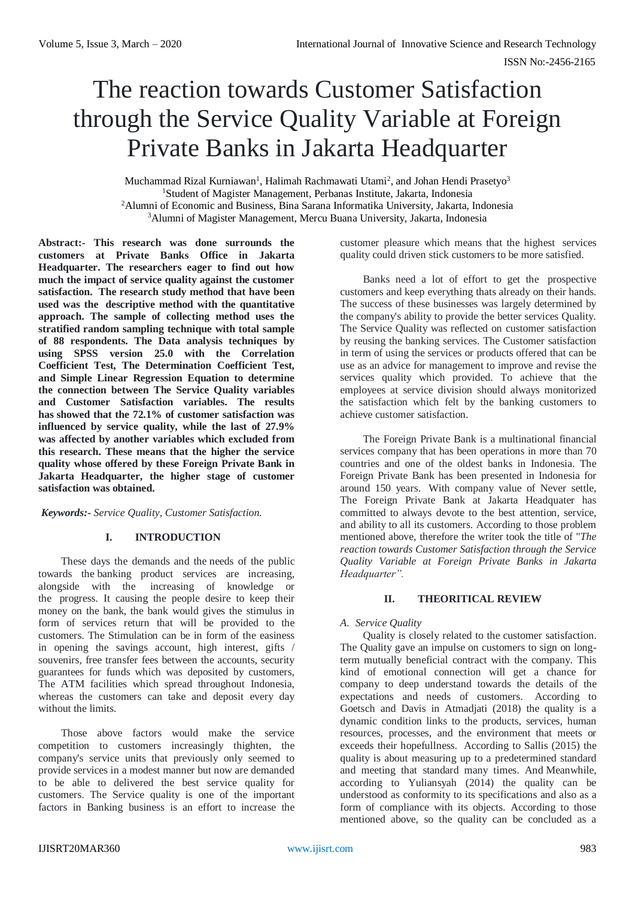# The reaction towards Customer Satisfaction through the Service Quality Variable at Foreign Private Banks in Jakarta Headquarter

Muchammad Rizal Kurniawan[1], Halimah Rachmawati Utami[2], and Johan Hendi Prasetyo[3]

[1]Student of Magister Management, Perbanas Institute, Jakarta, Indonesia

[2]Alumni of Economic and Business, Bina Sarana Informatika University, Jakarta, Indonesia

[3]Alumni of Magister Management, Mercu Buana University, Jakarta, Indonesia

**Abstract:- This research was done surrounds the customers at Private Banks Office in Jakarta Headquarter. The researchers eager to find out how much the impact of service quality against the customer satisfaction. The research study method that have been used was the descriptive method with the quantitative approach. The sample of collecting method uses the stratified random sampling technique with total sample of 88 respondents. The Data analysis techniques by using SPSS version 25.0 with the Correlation Coefficient Test, The Determination Coefficient Test, and Simple Linear Regression Equation to determine the connection between The Service Quality variables and Customer Satisfaction variables. The results has showed that the 72.1% of customer satisfaction was influenced by service quality, while the last of 27.9% was affected by another variables which excluded from this research. These means that the higher the service quality whose offered by these Foreign Private Bank in Jakarta Headquarter, the higher stage of customer satisfaction was obtained.**

***Keywords:-*** *Service Quality, Customer Satisfaction.*

## I. INTRODUCTION

These days the demands and the needs of the public towards the banking product services are increasing, alongside with the increasing of knowledge or the progress. It causing the people desire to keep their money on the bank, the bank would gives the stimulus in form of services return that will be provided to the customers. The Stimulation can be in form of the easiness in opening the savings account, high interest, gifts / souvenirs, free transfer fees between the accounts, security guarantees for funds which was deposited by customers, The ATM facilities which spread throughout Indonesia, whereas the customers can take and deposit every day without the limits.

Those above factors would make the service competition to customers increasingly thighten, the company's service units that previously only seemed to provide services in a modest manner but now are demanded to be able to delivered the best service quality for customers. The Service quality is one of the important factors in Banking business is an effort to increase the customer pleasure which means that the highest services quality could driven stick customers to be more satisfied.

Banks need a lot of effort to get the prospective customers and keep everything thats already on their hands. The success of these businesses was largely determined by the company's ability to provide the better services Quality. The Service Quality was reflected on customer satisfaction by reusing the banking services. The Customer satisfaction in term of using the services or products offered that can be use as an advice for management to improve and revise the services quality which provided. To achieve that the employees at service division should always monitorized the satisfaction which felt by the banking customers to achieve customer satisfaction.

The Foreign Private Bank is a multinational financial services company that has been operations in more than 70 countries and one of the oldest banks in Indonesia. The Foreign Private Bank has been presented in Indonesia for around 150 years. With company value of Never settle, The Foreign Private Bank at Jakarta Headquater has committed to always devote to the best attention, service, and ability to all its customers. According to those problem mentioned above, therefore the writer took the title of "*The reaction towards Customer Satisfaction through the Service Quality Variable at Foreign Private Banks in Jakarta Headquarter".*

## II. THEORITICAL REVIEW

### *A. Service Quality*

Quality is closely related to the customer satisfaction. The Quality gave an impulse on customers to sign on long-term mutually beneficial contract with the company. This kind of emotional connection will get a chance for company to deep understand towards the details of the expectations and needs of customers. According to Goetsch and Davis in Atmadjati (2018) the quality is a dynamic condition links to the products, services, human resources, processes, and the environment that meets or exceeds their hopefullness. According to Sallis (2015) the quality is about measuring up to a predetermined standard and meeting that standard many times. And Meanwhile, according to Yuliansyah (2014) the quality can be understood as conformity to its specifications and also as a form of compliance with its objects. According to those mentioned above, so the quality can be concluded as a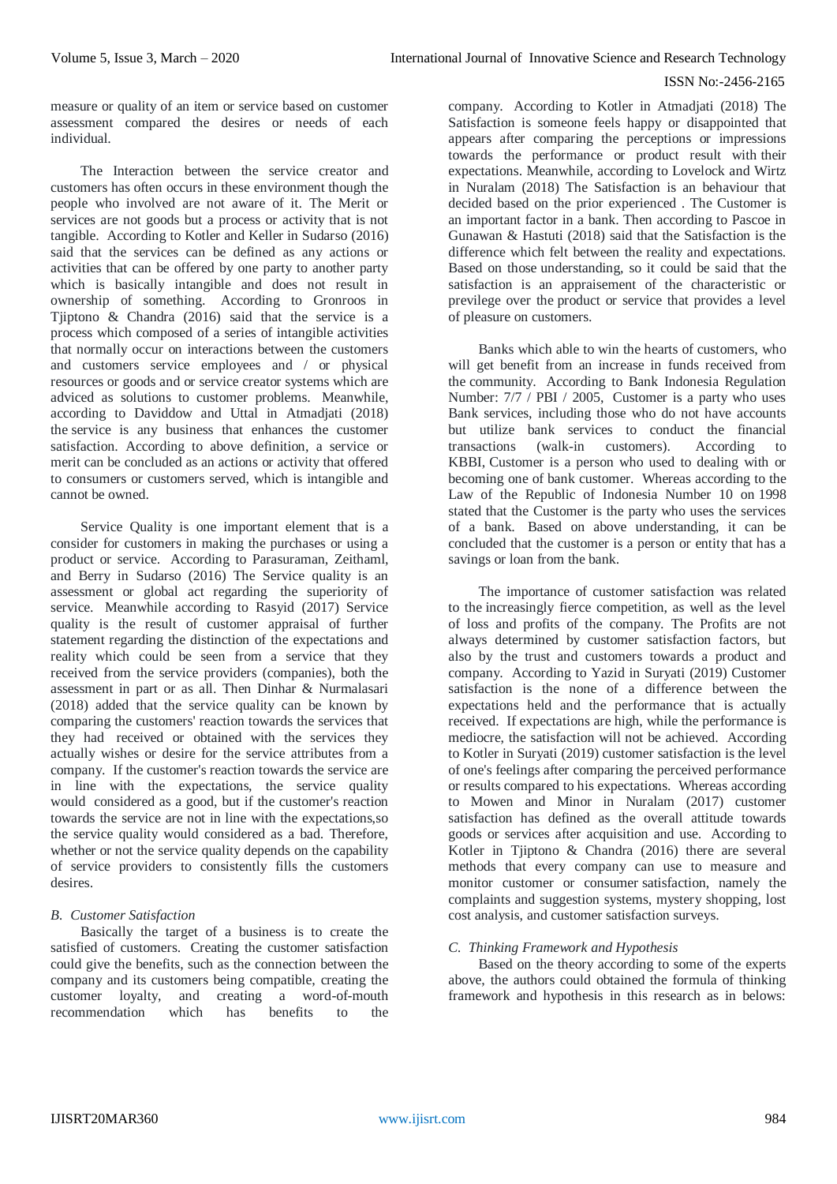measure or quality of an item or service based on customer assessment compared the desires or needs of each individual.

The Interaction between the service creator and customers has often occurs in these environment though the people who involved are not aware of it. The Merit or services are not goods but a process or activity that is not tangible. According to Kotler and Keller in Sudarso (2016) said that the services can be defined as any actions or activities that can be offered by one party to another party which is basically intangible and does not result in ownership of something. According to Gronroos in Tjiptono & Chandra (2016) said that the service is a process which composed of a series of intangible activities that normally occur on interactions between the customers and customers service employees and / or physical resources or goods and or service creator systems which are adviced as solutions to customer problems. Meanwhile, according to Daviddow and Uttal in Atmadjati (2018) the service is any business that enhances the customer satisfaction. According to above definition, a service or merit can be concluded as an actions or activity that offered to consumers or customers served, which is intangible and cannot be owned.

Service Quality is one important element that is a consider for customers in making the purchases or using a product or service. According to Parasuraman, Zeithaml, and Berry in Sudarso (2016) The Service quality is an assessment or global act regarding the superiority of service. Meanwhile according to Rasyid (2017) Service quality is the result of customer appraisal of further statement regarding the distinction of the expectations and reality which could be seen from a service that they received from the service providers (companies), both the assessment in part or as all. Then Dinhar & Nurmalasari (2018) added that the service quality can be known by comparing the customers' reaction towards the services that they had received or obtained with the services they actually wishes or desire for the service attributes from a company. If the customer's reaction towards the service are in line with the expectations, the service quality would considered as a good, but if the customer's reaction towards the service are not in line with the expectations,so the service quality would considered as a bad. Therefore, whether or not the service quality depends on the capability of service providers to consistently fills the customers desires.

### *B. Customer Satisfaction*

Basically the target of a business is to create the satisfied of customers. Creating the customer satisfaction could give the benefits, such as the connection between the company and its customers being compatible, creating the customer loyalty, and creating a word-of-mouth recommendation which has benefits to the company. According to Kotler in Atmadjati (2018) The Satisfaction is someone feels happy or disappointed that appears after comparing the perceptions or impressions towards the performance or product result with their expectations. Meanwhile, according to Lovelock and Wirtz in Nuralam (2018) The Satisfaction is an behaviour that decided based on the prior experienced . The Customer is an important factor in a bank. Then according to Pascoe in Gunawan & Hastuti (2018) said that the Satisfaction is the difference which felt between the reality and expectations. Based on those understanding, so it could be said that the satisfaction is an appraisement of the characteristic or previlege over the product or service that provides a level of pleasure on customers.

Banks which able to win the hearts of customers, who will get benefit from an increase in funds received from the community. According to Bank Indonesia Regulation Number: 7/7 / PBI / 2005, Customer is a party who uses Bank services, including those who do not have accounts but utilize bank services to conduct the financial transactions (walk-in customers). According to KBBI, Customer is a person who used to dealing with or becoming one of bank customer. Whereas according to the Law of the Republic of Indonesia Number 10 on 1998 stated that the Customer is the party who uses the services of a bank. Based on above understanding, it can be concluded that the customer is a person or entity that has a savings or loan from the bank.

The importance of customer satisfaction was related to the increasingly fierce competition, as well as the level of loss and profits of the company. The Profits are not always determined by customer satisfaction factors, but also by the trust and customers towards a product and company. According to Yazid in Suryati (2019) Customer satisfaction is the none of a difference between the expectations held and the performance that is actually received. If expectations are high, while the performance is mediocre, the satisfaction will not be achieved. According to Kotler in Suryati (2019) customer satisfaction is the level of one's feelings after comparing the perceived performance or results compared to his expectations. Whereas according to Mowen and Minor in Nuralam (2017) customer satisfaction has defined as the overall attitude towards goods or services after acquisition and use. According to Kotler in Tjiptono & Chandra (2016) there are several methods that every company can use to measure and monitor customer or consumer satisfaction, namely the complaints and suggestion systems, mystery shopping, lost cost analysis, and customer satisfaction surveys.

### *C. Thinking Framework and Hypothesis*

Based on the theory according to some of the experts above, the authors could obtained the formula of thinking framework and hypothesis in this research as in belows: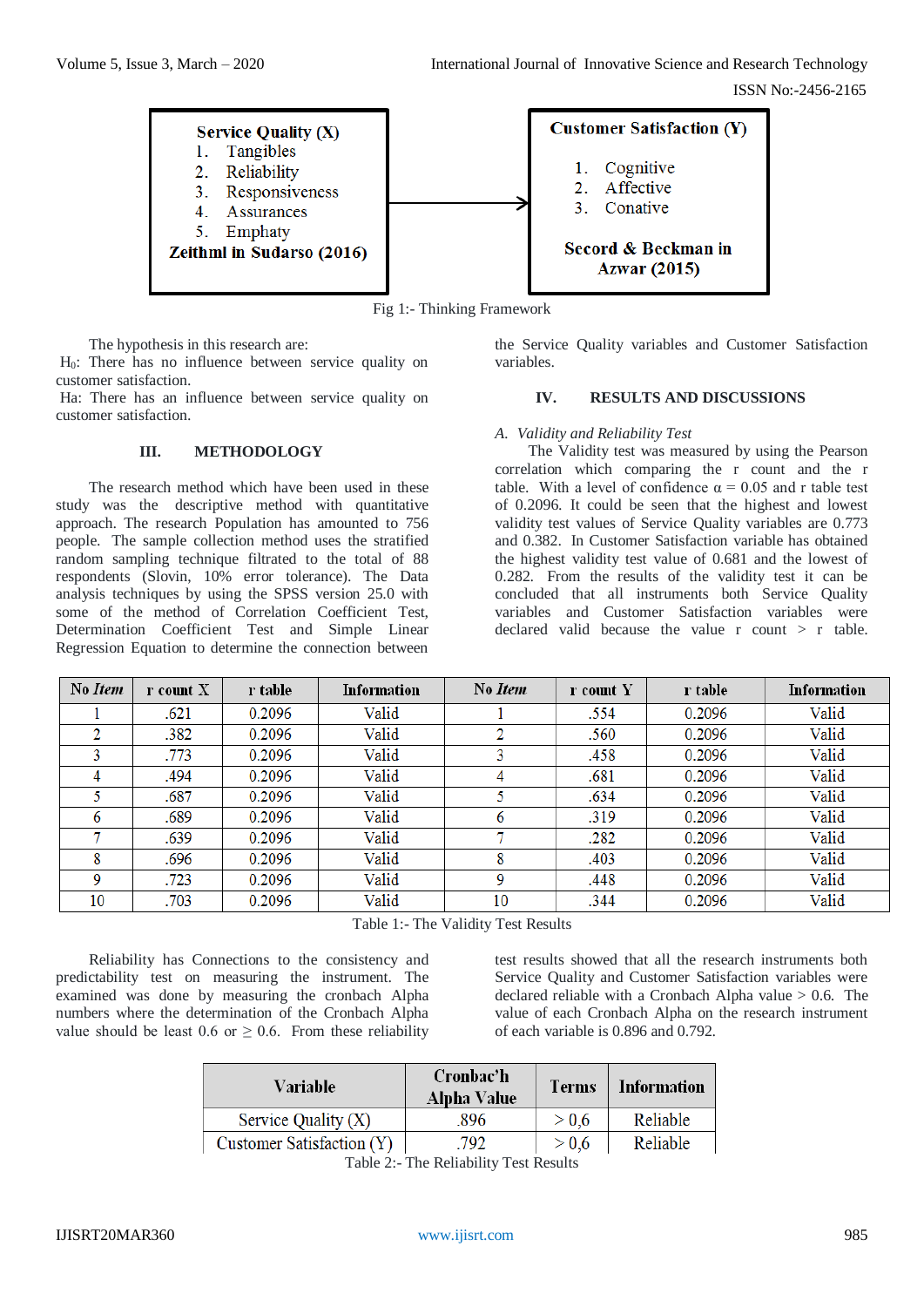| Service Quality (X) | | Customer Satisfaction (Y) |
|---|---|---|
| 1. Tangibles<br>2. Reliability<br>3. Responsiveness<br>4. Assurances<br>5. Emphaty<br>Zeithml in Sudarso (2016) | → | 1. Cognitive<br>2. Affective<br>3. Conative<br>Secord & Beckman in Azwar (2015) |

Fig 1:- Thinking Framework

The hypothesis in this research are:

$H_0$: There has no influence between service quality on customer satisfaction.

Ha: There has an influence between service quality on customer satisfaction.

## III. METHODOLOGY

The research method which have been used in these study was the descriptive method with quantitative approach. The research Population has amounted to 756 people. The sample collection method uses the stratified random sampling technique filtrated to the total of 88 respondents (Slovin, 10% error tolerance). The Data analysis techniques by using the SPSS version 25.0 with some of the method of Correlation Coefficient Test, Determination Coefficient Test and Simple Linear Regression Equation to determine the connection between the Service Quality variables and Customer Satisfaction variables.

## IV. RESULTS AND DISCUSSIONS

### *A. Validity and Reliability Test*

The Validity test was measured by using the Pearson correlation which comparing the r count and the r table. With a level of confidence $\alpha$ = 0.05 and r table test of 0.2096. It could be seen that the highest and lowest validity test values of Service Quality variables are 0.773 and 0.382. In Customer Satisfaction variable has obtained the highest validity test value of 0.681 and the lowest of 0.282. From the results of the validity test it can be concluded that all instruments both Service Quality variables and Customer Satisfaction variables were declared valid because the value r count > r table.

| No *Item* | r count X | r table | Information | No *Item* | r count Y | r table | Information |
|---|---|---|---|---|---|---|---|
| 1 | .621 | 0.2096 | Valid | 1 | .554 | 0.2096 | Valid |
| 2 | .382 | 0.2096 | Valid | 2 | .560 | 0.2096 | Valid |
| 3 | .773 | 0.2096 | Valid | 3 | .458 | 0.2096 | Valid |
| 4 | .494 | 0.2096 | Valid | 4 | .681 | 0.2096 | Valid |
| 5 | .687 | 0.2096 | Valid | 5 | .634 | 0.2096 | Valid |
| 6 | .689 | 0.2096 | Valid | 6 | .319 | 0.2096 | Valid |
| 7 | .639 | 0.2096 | Valid | 7 | .282 | 0.2096 | Valid |
| 8 | .696 | 0.2096 | Valid | 8 | .403 | 0.2096 | Valid |
| 9 | .723 | 0.2096 | Valid | 9 | .448 | 0.2096 | Valid |
| 10 | .703 | 0.2096 | Valid | 10 | .344 | 0.2096 | Valid |

Table 1:- The Validity Test Results

Reliability has Connections to the consistency and predictability test on measuring the instrument. The examined was done by measuring the cronbach Alpha numbers where the determination of the Cronbach Alpha value should be least 0.6 or ≥ 0.6. From these reliability test results showed that all the research instruments both Service Quality and Customer Satisfaction variables were declared reliable with a Cronbach Alpha value > 0.6. The value of each Cronbach Alpha on the research instrument of each variable is 0.896 and 0.792.

| Variable | Cronbac'h Alpha Value | Terms | Information |
|---|---|---|---|
| Service Quality (X) | .896 | > 0,6 | Reliable |
| Customer Satisfaction (Y) | .792 | > 0,6 | Reliable |

Table 2:- The Reliability Test Results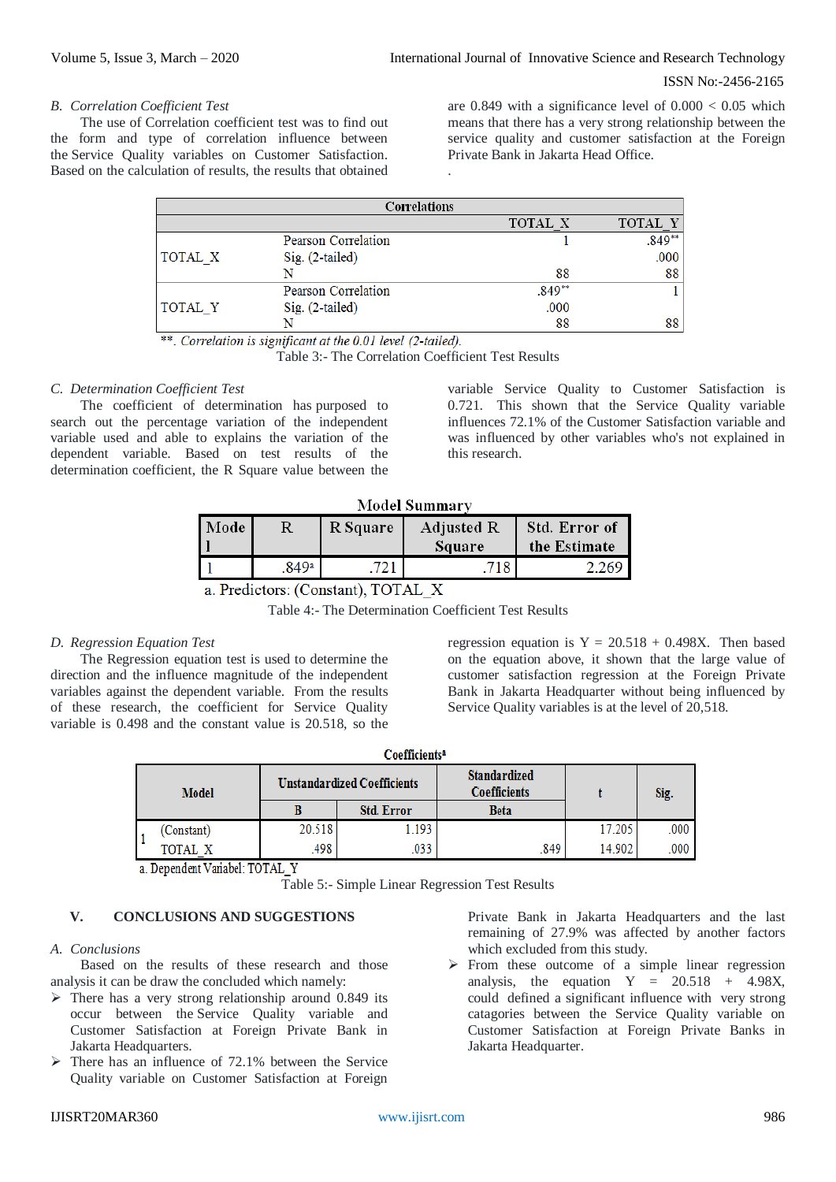### *B. Correlation Coefficient Test*

The use of Correlation coefficient test was to find out the form and type of correlation influence between the Service Quality variables on Customer Satisfaction. Based on the calculation of results, the results that obtained are 0.849 with a significance level of 0.000 < 0.05 which means that there has a very strong relationship between the service quality and customer satisfaction at the Foreign Private Bank in Jakarta Head Office.

.

| Correlations | | | |
|---|---|---|---|
| | | TOTAL_X | TOTAL_Y |
| TOTAL_X | Pearson Correlation | 1 | .849** |
| | Sig. (2-tailed) | | .000 |
| | N | 88 | 88 |
| TOTAL_Y | Pearson Correlation | .849** | 1 |
| | Sig. (2-tailed) | .000 | |
| | N | 88 | 88 |

**. *Correlation is significant at the 0.01 level (2-tailed).*

Table 3:- The Correlation Coefficient Test Results

### *C. Determination Coefficient Test*

The coefficient of determination has purposed to search out the percentage variation of the independent variable used and able to explains the variation of the dependent variable. Based on test results of the determination coefficient, the R Square value between the variable Service Quality to Customer Satisfaction is 0.721. This shown that the Service Quality variable influences 72.1% of the Customer Satisfaction variable and was influenced by other variables who's not explained in this research.

| Model Summary | | | | |
|---|---|---|---|---|
| Model | R | R Square | Adjusted R Square | Std. Error of the Estimate |
| 1 | .849[a] | .721 | .718 | 2.269 |

a. Predictors: (Constant), TOTAL_X

Table 4:- The Determination Coefficient Test Results

### *D. Regression Equation Test*

The Regression equation test is used to determine the direction and the influence magnitude of the independent variables against the dependent variable. From the results of these research, the coefficient for Service Quality variable is 0.498 and the constant value is 20.518, so the regression equation is Y = 20.518 + 0.498X. Then based on the equation above, it shown that the large value of customer satisfaction regression at the Foreign Private Bank in Jakarta Headquarter without being influenced by Service Quality variables is at the level of 20,518.

| Coefficients[a] | | | | | | |
|---|---|---|---|---|---|---|
| Model | | Unstandardized Coefficients | | Standardized Coefficients | t | Sig. |
| | | B | Std. Error | Beta | | |
| 1 | (Constant) | 20.518 | 1.193 | | 17.205 | .000 |
| | TOTAL_X | .498 | .033 | .849 | 14.902 | .000 |

a. Dependent Variabel: TOTAL_Y

Table 5:- Simple Linear Regression Test Results

## V. CONCLUSIONS AND SUGGESTIONS

### *A. Conclusions*

Based on the results of these research and those analysis it can be draw the concluded which namely:

- There has a very strong relationship around 0.849 its occur between the Service Quality variable and Customer Satisfaction at Foreign Private Bank in Jakarta Headquarters.
- There has an influence of 72.1% between the Service Quality variable on Customer Satisfaction at Foreign Private Bank in Jakarta Headquarters and the last remaining of 27.9% was affected by another factors which excluded from this study.
- From these outcome of a simple linear regression analysis, the equation Y = 20.518 + 4.98X, could defined a significant influence with very strong catagories between the Service Quality variable on Customer Satisfaction at Foreign Private Banks in Jakarta Headquarter.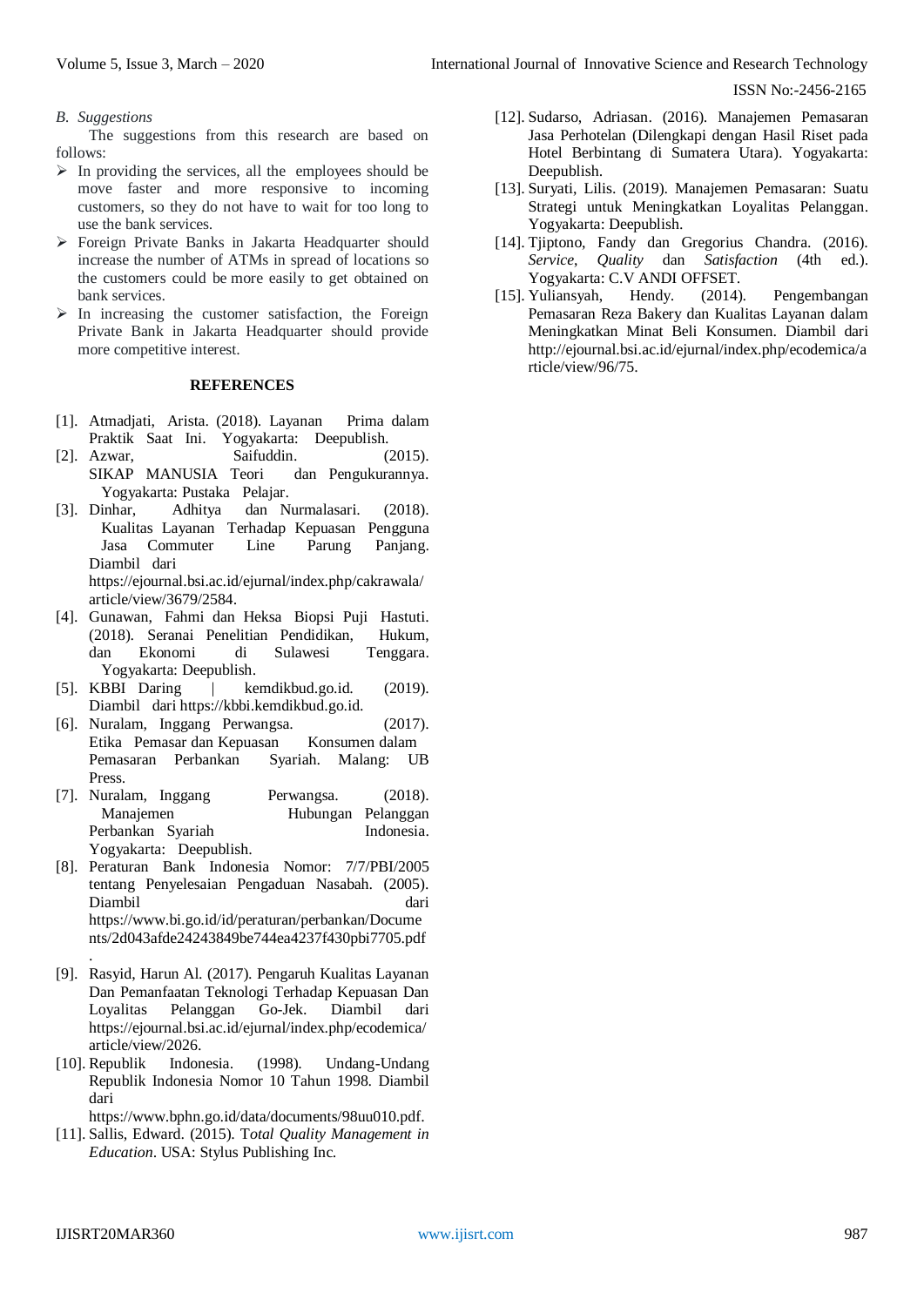### B. *Suggestions*

The suggestions from this research are based on follows:

- In providing the services, all the employees should be move faster and more responsive to incoming customers, so they do not have to wait for too long to use the bank services.
- Foreign Private Banks in Jakarta Headquarter should increase the number of ATMs in spread of locations so the customers could be more easily to get obtained on bank services.
- In increasing the customer satisfaction, the Foreign Private Bank in Jakarta Headquarter should provide more competitive interest.

## REFERENCES

[1]. Atmadjati, Arista. (2018). Layanan Prima dalam Praktik Saat Ini. Yogyakarta: Deepublish.

[2]. Azwar, Saifuddin. (2015). SIKAP MANUSIA Teori dan Pengukurannya. Yogyakarta: Pustaka Pelajar.

[3]. Dinhar, Adhitya dan Nurmalasari. (2018). Kualitas Layanan Terhadap Kepuasan Pengguna Jasa Commuter Line Parung Panjang. Diambil dari https://ejournal.bsi.ac.id/ejurnal/index.php/cakrawala/article/view/3679/2584.

[4]. Gunawan, Fahmi dan Heksa Biopsi Puji Hastuti. (2018). Seranai Penelitian Pendidikan, Hukum, dan Ekonomi di Sulawesi Tenggara. Yogyakarta: Deepublish.

[5]. KBBI Daring | kemdikbud.go.id. (2019). Diambil dari https://kbbi.kemdikbud.go.id.

[6]. Nuralam, Inggang Perwangsa. (2017). Etika Pemasar dan Kepuasan Konsumen dalam Pemasaran Perbankan Syariah. Malang: UB Press.

[7]. Nuralam, Inggang Perwangsa. (2018). Manajemen Hubungan Pelanggan Perbankan Syariah Indonesia. Yogyakarta: Deepublish.

[8]. Peraturan Bank Indonesia Nomor: 7/7/PBI/2005 tentang Penyelesaian Pengaduan Nasabah. (2005). Diambil dari https://www.bi.go.id/id/peraturan/perbankan/Documents/2d043afde24243849be744ea4237f430pbi7705.pdf.

[9]. Rasyid, Harun Al. (2017). Pengaruh Kualitas Layanan Dan Pemanfaatan Teknologi Terhadap Kepuasan Dan Loyalitas Pelanggan Go-Jek. Diambil dari https://ejournal.bsi.ac.id/ejurnal/index.php/ecodemica/article/view/2026.

[10]. Republik Indonesia. (1998). Undang-Undang Republik Indonesia Nomor 10 Tahun 1998. Diambil dari https://www.bphn.go.id/data/documents/98uu010.pdf.

[11]. Sallis, Edward. (2015). T*otal Quality Management in Education*. USA: Stylus Publishing Inc.

[12]. Sudarso, Adriasan. (2016). Manajemen Pemasaran Jasa Perhotelan (Dilengkapi dengan Hasil Riset pada Hotel Berbintang di Sumatera Utara). Yogyakarta: Deepublish.

[13]. Suryati, Lilis. (2019). Manajemen Pemasaran: Suatu Strategi untuk Meningkatkan Loyalitas Pelanggan. Yogyakarta: Deepublish.

[14]. Tjiptono, Fandy dan Gregorius Chandra. (2016). *Service*, *Quality* dan *Satisfaction* (4th ed.). Yogyakarta: C.V ANDI OFFSET.

[15]. Yuliansyah, Hendy. (2014). Pengembangan Pemasaran Reza Bakery dan Kualitas Layanan dalam Meningkatkan Minat Beli Konsumen. Diambil dari http://ejournal.bsi.ac.id/ejurnal/index.php/ecodemica/article/view/96/75.